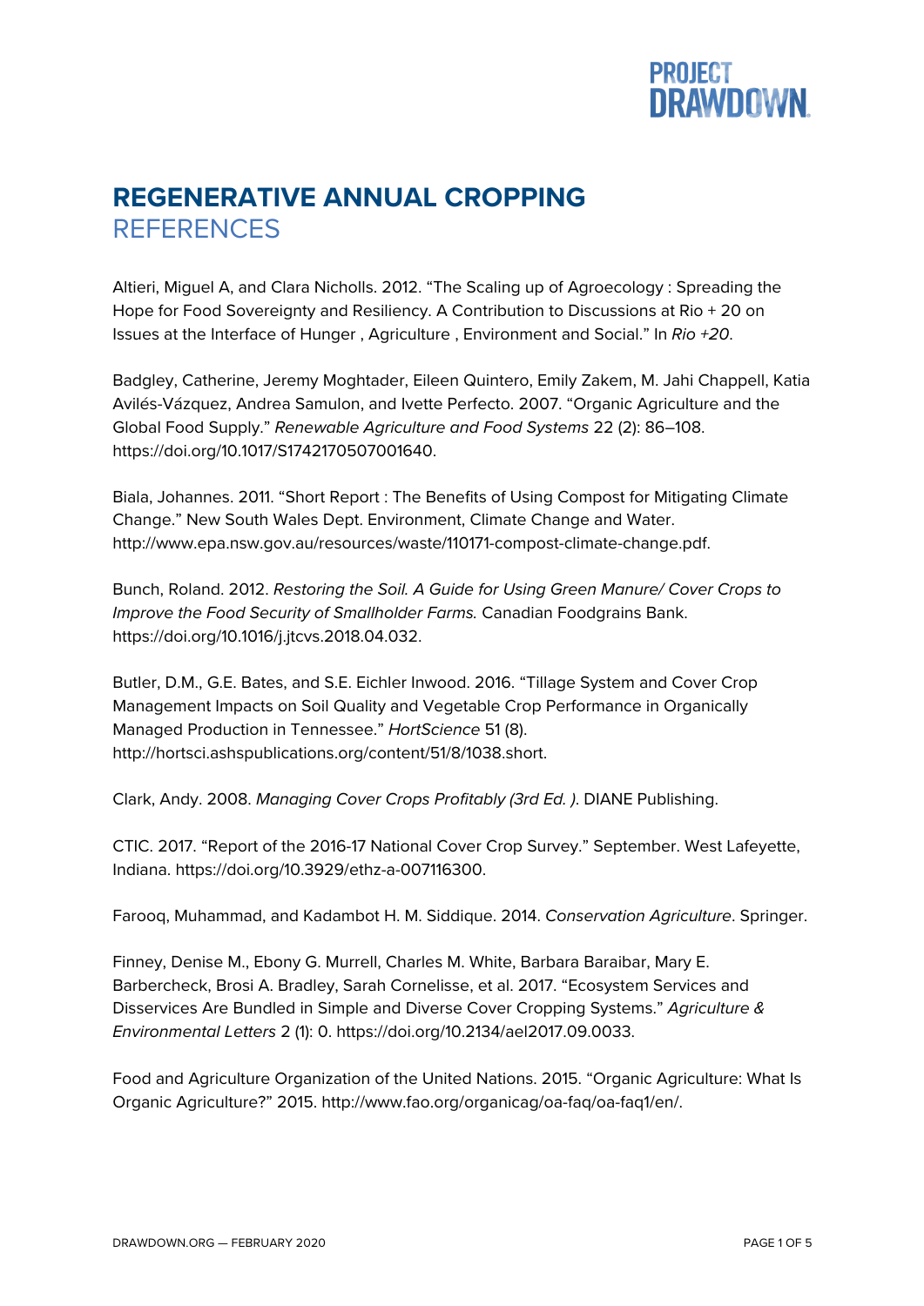# REGENERATIVE ANNUAL CROPPING

## REFERENCES

Altieri, Miguel A, and Clara Nicholls. 2012. "The Scaling up of Agroecology : Spreading the Hope for Food Sovereignty and Resiliency. A Contribution to Discussions at Rio + 20 on Issues at the Interface of Hunger , Agriculture , Environment and Social." In *Rio +20*.

Badgley, Catherine, Jeremy Moghtader, Eileen Quintero, Emily Zakem, M. Jahi Chappell, Katia Avilés-Vázquez, Andrea Samulon, and Ivette Perfecto. 2007. "Organic Agriculture and the Global Food Supply." *Renewable Agriculture and Food Systems* 22 (2): 86–108. https://doi.org/10.1017/S1742170507001640.

Biala, Johannes. 2011. "Short Report : The Benefits of Using Compost for Mitigating Climate Change." New South Wales Dept. Environment, Climate Change and Water. http://www.epa.nsw.gov.au/resources/waste/110171-compost-climate-change.pdf.

Bunch, Roland. 2012. *Restoring the Soil. A Guide for Using Green Manure/ Cover Crops to Improve the Food Security of Smallholder Farms.* Canadian Foodgrains Bank. https://doi.org/10.1016/j.jtcvs.2018.04.032.

Butler, D.M., G.E. Bates, and S.E. Eichler Inwood. 2016. "Tillage System and Cover Crop Management Impacts on Soil Quality and Vegetable Crop Performance in Organically Managed Production in Tennessee." *HortScience* 51 (8). http://hortsci.ashspublications.org/content/51/8/1038.short.

Clark, Andy. 2008. *Managing Cover Crops Profitably (3rd Ed. )*. DIANE Publishing.

CTIC. 2017. "Report of the 2016-17 National Cover Crop Survey." September. West Lafeyette, Indiana. https://doi.org/10.3929/ethz-a-007116300.

Farooq, Muhammad, and Kadambot H. M. Siddique. 2014. *Conservation Agriculture*. Springer.

Finney, Denise M., Ebony G. Murrell, Charles M. White, Barbara Baraibar, Mary E. Barbercheck, Brosi A. Bradley, Sarah Cornelisse, et al. 2017. "Ecosystem Services and Disservices Are Bundled in Simple and Diverse Cover Cropping Systems." *Agriculture & Environmental Letters* 2 (1): 0. https://doi.org/10.2134/ael2017.09.0033.

Food and Agriculture Organization of the United Nations. 2015. "Organic Agriculture: What Is Organic Agriculture?" 2015. http://www.fao.org/organicag/oa-faq/oa-faq1/en/.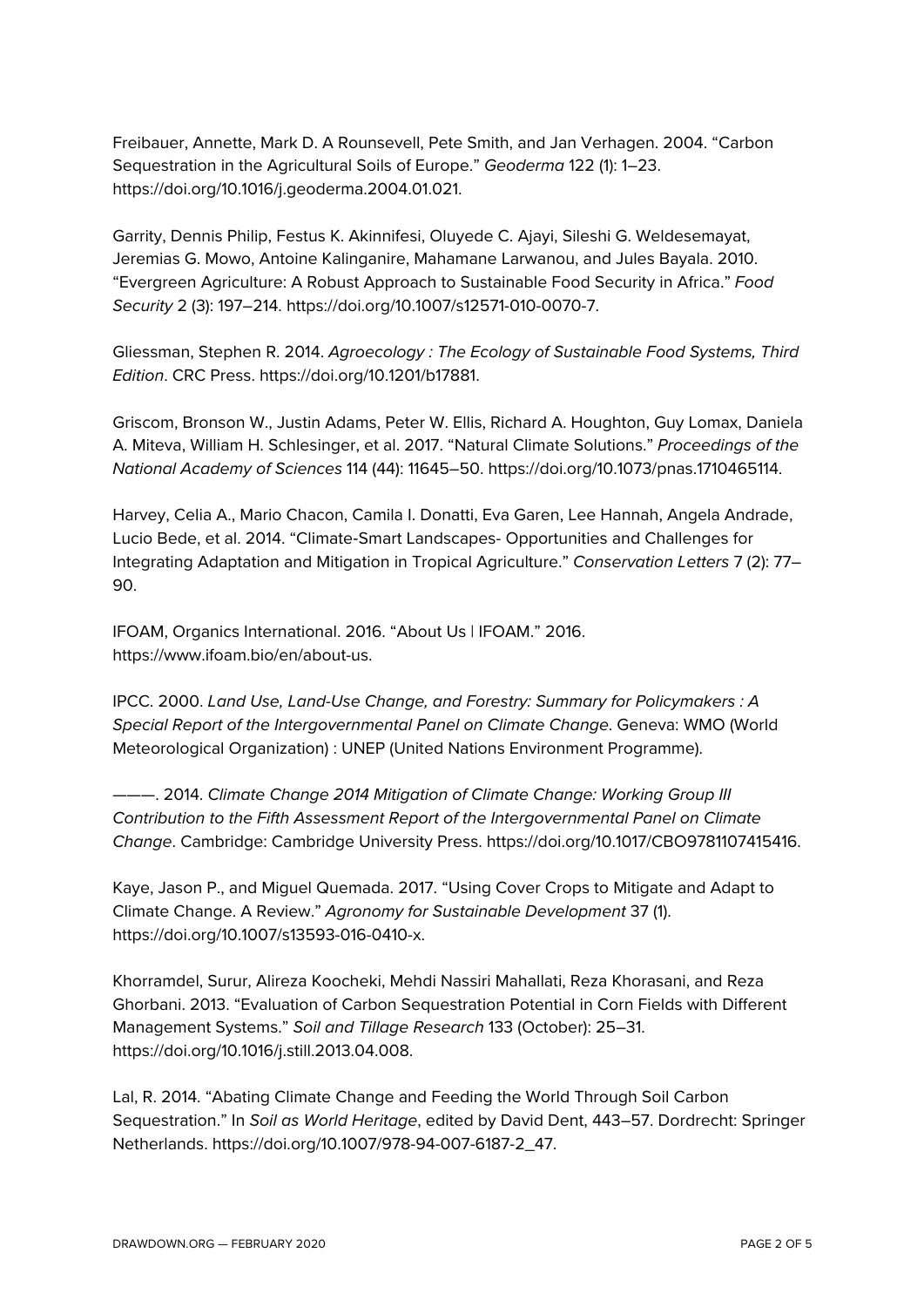Freibauer, Annette, Mark D. A Rounsevell, Pete Smith, and Jan Verhagen. 2004. “Carbon Sequestration in the Agricultural Soils of Europe.” *Geoderma* 122 (1): 1–23. https://doi.org/10.1016/j.geoderma.2004.01.021.

Garrity, Dennis Philip, Festus K. Akinnifesi, Oluyede C. Ajayi, Sileshi G. Weldesemayat, Jeremias G. Mowo, Antoine Kalinganire, Mahamane Larwanou, and Jules Bayala. 2010. “Evergreen Agriculture: A Robust Approach to Sustainable Food Security in Africa.” *Food Security* 2 (3): 197–214. https://doi.org/10.1007/s12571-010-0070-7.

Gliessman, Stephen R. 2014. *Agroecology : The Ecology of Sustainable Food Systems, Third Edition*. CRC Press. https://doi.org/10.1201/b17881.

Griscom, Bronson W., Justin Adams, Peter W. Ellis, Richard A. Houghton, Guy Lomax, Daniela A. Miteva, William H. Schlesinger, et al. 2017. “Natural Climate Solutions.” *Proceedings of the National Academy of Sciences* 114 (44): 11645–50. https://doi.org/10.1073/pnas.1710465114.

Harvey, Celia A., Mario Chacon, Camila I. Donatti, Eva Garen, Lee Hannah, Angela Andrade, Lucio Bede, et al. 2014. “Climate-Smart Landscapes- Opportunities and Challenges for Integrating Adaptation and Mitigation in Tropical Agriculture.” *Conservation Letters* 7 (2): 77–90.

IFOAM, Organics International. 2016. “About Us | IFOAM.” 2016. https://www.ifoam.bio/en/about-us.

IPCC. 2000. *Land Use, Land-Use Change, and Forestry: Summary for Policymakers : A Special Report of the Intergovernmental Panel on Climate Change*. Geneva: WMO (World Meteorological Organization) : UNEP (United Nations Environment Programme).

———. 2014. *Climate Change 2014 Mitigation of Climate Change: Working Group III Contribution to the Fifth Assessment Report of the Intergovernmental Panel on Climate Change*. Cambridge: Cambridge University Press. https://doi.org/10.1017/CBO9781107415416.

Kaye, Jason P., and Miguel Quemada. 2017. “Using Cover Crops to Mitigate and Adapt to Climate Change. A Review.” *Agronomy for Sustainable Development* 37 (1). https://doi.org/10.1007/s13593-016-0410-x.

Khorramdel, Surur, Alireza Koocheki, Mehdi Nassiri Mahallati, Reza Khorasani, and Reza Ghorbani. 2013. “Evaluation of Carbon Sequestration Potential in Corn Fields with Different Management Systems.” *Soil and Tillage Research* 133 (October): 25–31. https://doi.org/10.1016/j.still.2013.04.008.

Lal, R. 2014. “Abating Climate Change and Feeding the World Through Soil Carbon Sequestration.” In *Soil as World Heritage*, edited by David Dent, 443–57. Dordrecht: Springer Netherlands. https://doi.org/10.1007/978-94-007-6187-2_47.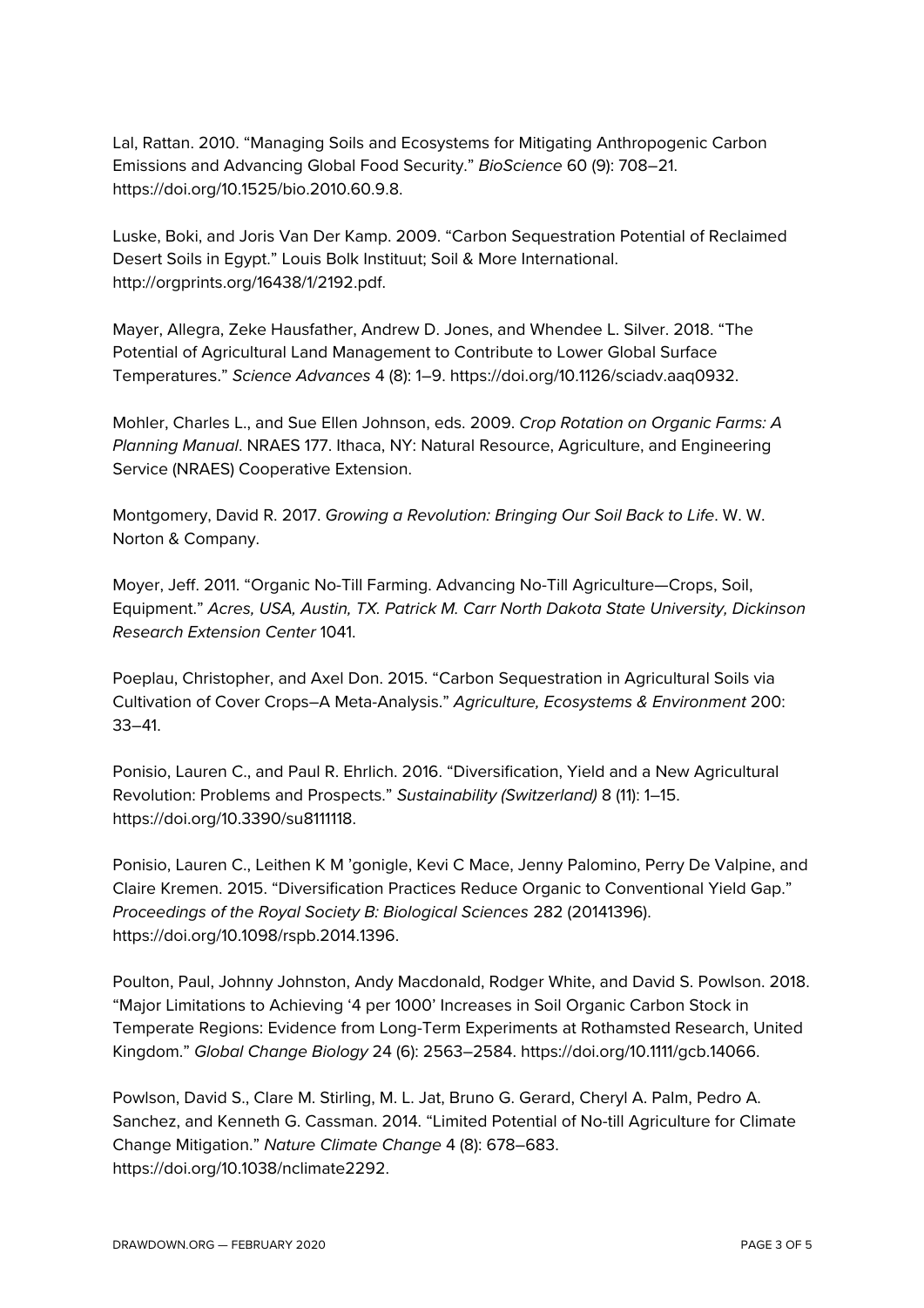Lal, Rattan. 2010. “Managing Soils and Ecosystems for Mitigating Anthropogenic Carbon Emissions and Advancing Global Food Security.” *BioScience* 60 (9): 708–21. https://doi.org/10.1525/bio.2010.60.9.8.

Luske, Boki, and Joris Van Der Kamp. 2009. “Carbon Sequestration Potential of Reclaimed Desert Soils in Egypt.” Louis Bolk Instituut; Soil & More International. http://orgprints.org/16438/1/2192.pdf.

Mayer, Allegra, Zeke Hausfather, Andrew D. Jones, and Whendee L. Silver. 2018. “The Potential of Agricultural Land Management to Contribute to Lower Global Surface Temperatures.” *Science Advances* 4 (8): 1–9. https://doi.org/10.1126/sciadv.aaq0932.

Mohler, Charles L., and Sue Ellen Johnson, eds. 2009. *Crop Rotation on Organic Farms: A Planning Manual*. NRAES 177. Ithaca, NY: Natural Resource, Agriculture, and Engineering Service (NRAES) Cooperative Extension.

Montgomery, David R. 2017. *Growing a Revolution: Bringing Our Soil Back to Life*. W. W. Norton & Company.

Moyer, Jeff. 2011. “Organic No-Till Farming. Advancing No-Till Agriculture—Crops, Soil, Equipment.” *Acres, USA, Austin, TX. Patrick M. Carr North Dakota State University, Dickinson Research Extension Center* 1041.

Poeplau, Christopher, and Axel Don. 2015. “Carbon Sequestration in Agricultural Soils via Cultivation of Cover Crops–A Meta-Analysis.” *Agriculture, Ecosystems & Environment* 200: 33–41.

Ponisio, Lauren C., and Paul R. Ehrlich. 2016. “Diversification, Yield and a New Agricultural Revolution: Problems and Prospects.” *Sustainability (Switzerland)* 8 (11): 1–15. https://doi.org/10.3390/su8111118.

Ponisio, Lauren C., Leithen K M ’gonigle, Kevi C Mace, Jenny Palomino, Perry De Valpine, and Claire Kremen. 2015. “Diversification Practices Reduce Organic to Conventional Yield Gap.” *Proceedings of the Royal Society B: Biological Sciences* 282 (20141396). https://doi.org/10.1098/rspb.2014.1396.

Poulton, Paul, Johnny Johnston, Andy Macdonald, Rodger White, and David S. Powlson. 2018. “Major Limitations to Achieving ‘4 per 1000’ Increases in Soil Organic Carbon Stock in Temperate Regions: Evidence from Long-Term Experiments at Rothamsted Research, United Kingdom.” *Global Change Biology* 24 (6): 2563–2584. https://doi.org/10.1111/gcb.14066.

Powlson, David S., Clare M. Stirling, M. L. Jat, Bruno G. Gerard, Cheryl A. Palm, Pedro A. Sanchez, and Kenneth G. Cassman. 2014. “Limited Potential of No-till Agriculture for Climate Change Mitigation.” *Nature Climate Change* 4 (8): 678–683. https://doi.org/10.1038/nclimate2292.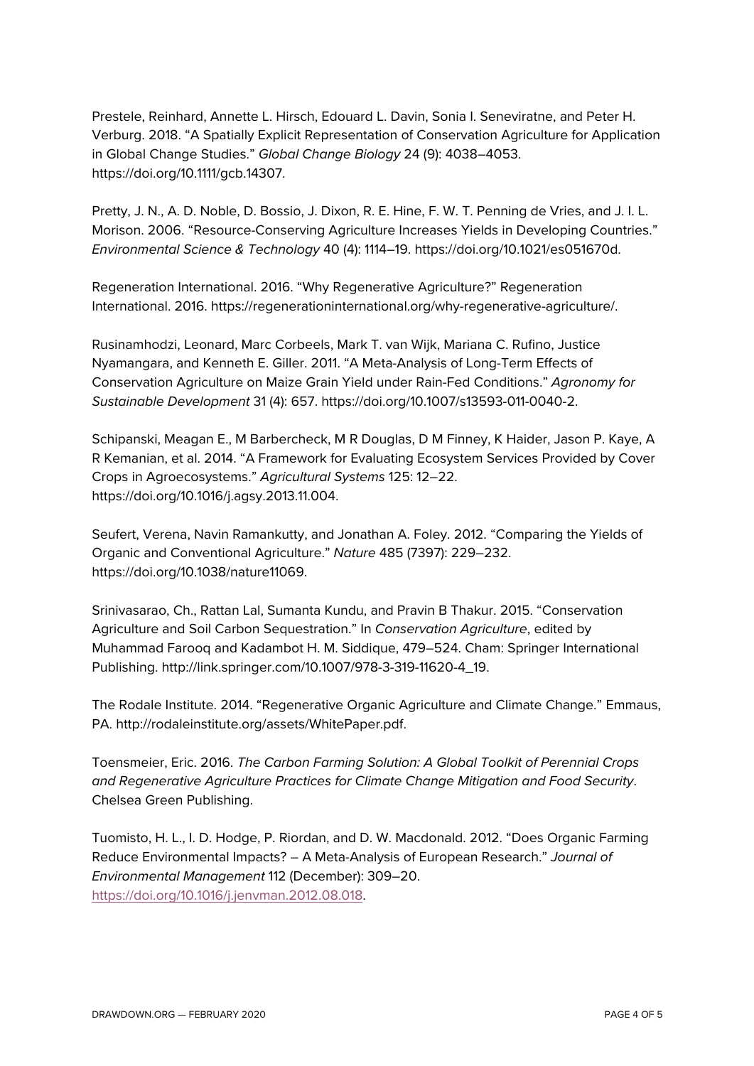Prestele, Reinhard, Annette L. Hirsch, Edouard L. Davin, Sonia I. Seneviratne, and Peter H. Verburg. 2018. "A Spatially Explicit Representation of Conservation Agriculture for Application in Global Change Studies." *Global Change Biology* 24 (9): 4038–4053. https://doi.org/10.1111/gcb.14307.

Pretty, J. N., A. D. Noble, D. Bossio, J. Dixon, R. E. Hine, F. W. T. Penning de Vries, and J. I. L. Morison. 2006. "Resource-Conserving Agriculture Increases Yields in Developing Countries." *Environmental Science & Technology* 40 (4): 1114–19. https://doi.org/10.1021/es051670d.

Regeneration International. 2016. "Why Regenerative Agriculture?" Regeneration International. 2016. https://regenerationinternational.org/why-regenerative-agriculture/.

Rusinamhodzi, Leonard, Marc Corbeels, Mark T. van Wijk, Mariana C. Rufino, Justice Nyamangara, and Kenneth E. Giller. 2011. "A Meta-Analysis of Long-Term Effects of Conservation Agriculture on Maize Grain Yield under Rain-Fed Conditions." *Agronomy for Sustainable Development* 31 (4): 657. https://doi.org/10.1007/s13593-011-0040-2.

Schipanski, Meagan E., M Barbercheck, M R Douglas, D M Finney, K Haider, Jason P. Kaye, A R Kemanian, et al. 2014. "A Framework for Evaluating Ecosystem Services Provided by Cover Crops in Agroecosystems." *Agricultural Systems* 125: 12–22. https://doi.org/10.1016/j.agsy.2013.11.004.

Seufert, Verena, Navin Ramankutty, and Jonathan A. Foley. 2012. "Comparing the Yields of Organic and Conventional Agriculture." *Nature* 485 (7397): 229–232. https://doi.org/10.1038/nature11069.

Srinivasarao, Ch., Rattan Lal, Sumanta Kundu, and Pravin B Thakur. 2015. "Conservation Agriculture and Soil Carbon Sequestration." In *Conservation Agriculture*, edited by Muhammad Farooq and Kadambot H. M. Siddique, 479–524. Cham: Springer International Publishing. http://link.springer.com/10.1007/978-3-319-11620-4_19.

The Rodale Institute. 2014. "Regenerative Organic Agriculture and Climate Change." Emmaus, PA. http://rodaleinstitute.org/assets/WhitePaper.pdf.

Toensmeier, Eric. 2016. *The Carbon Farming Solution: A Global Toolkit of Perennial Crops and Regenerative Agriculture Practices for Climate Change Mitigation and Food Security*. Chelsea Green Publishing.

Tuomisto, H. L., I. D. Hodge, P. Riordan, and D. W. Macdonald. 2012. "Does Organic Farming Reduce Environmental Impacts? – A Meta-Analysis of European Research." *Journal of Environmental Management* 112 (December): 309–20. https://doi.org/10.1016/j.jenvman.2012.08.018.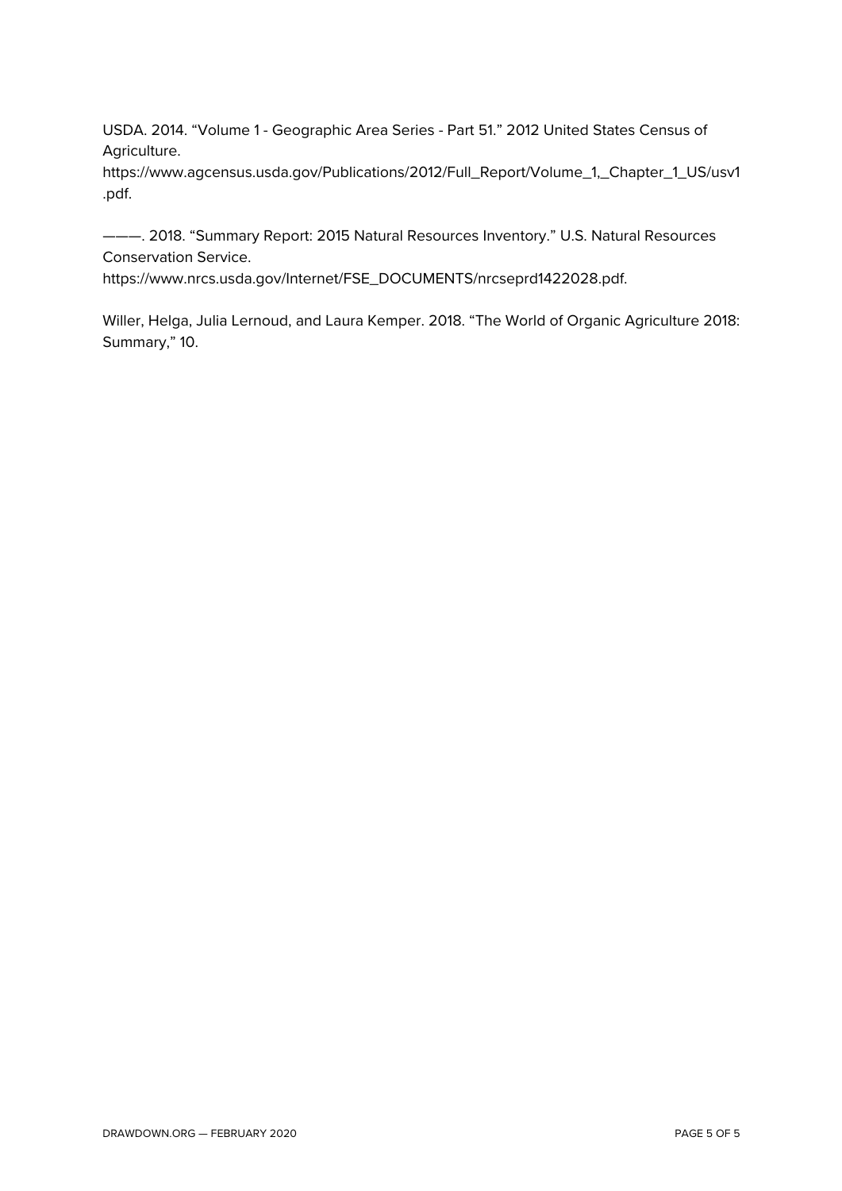USDA. 2014. "Volume 1 - Geographic Area Series - Part 51." 2012 United States Census of Agriculture. https://www.agcensus.usda.gov/Publications/2012/Full_Report/Volume_1,_Chapter_1_US/usv1.pdf.

———. 2018. "Summary Report: 2015 Natural Resources Inventory." U.S. Natural Resources Conservation Service. https://www.nrcs.usda.gov/Internet/FSE_DOCUMENTS/nrcseprd1422028.pdf.

Willer, Helga, Julia Lernoud, and Laura Kemper. 2018. "The World of Organic Agriculture 2018: Summary," 10.